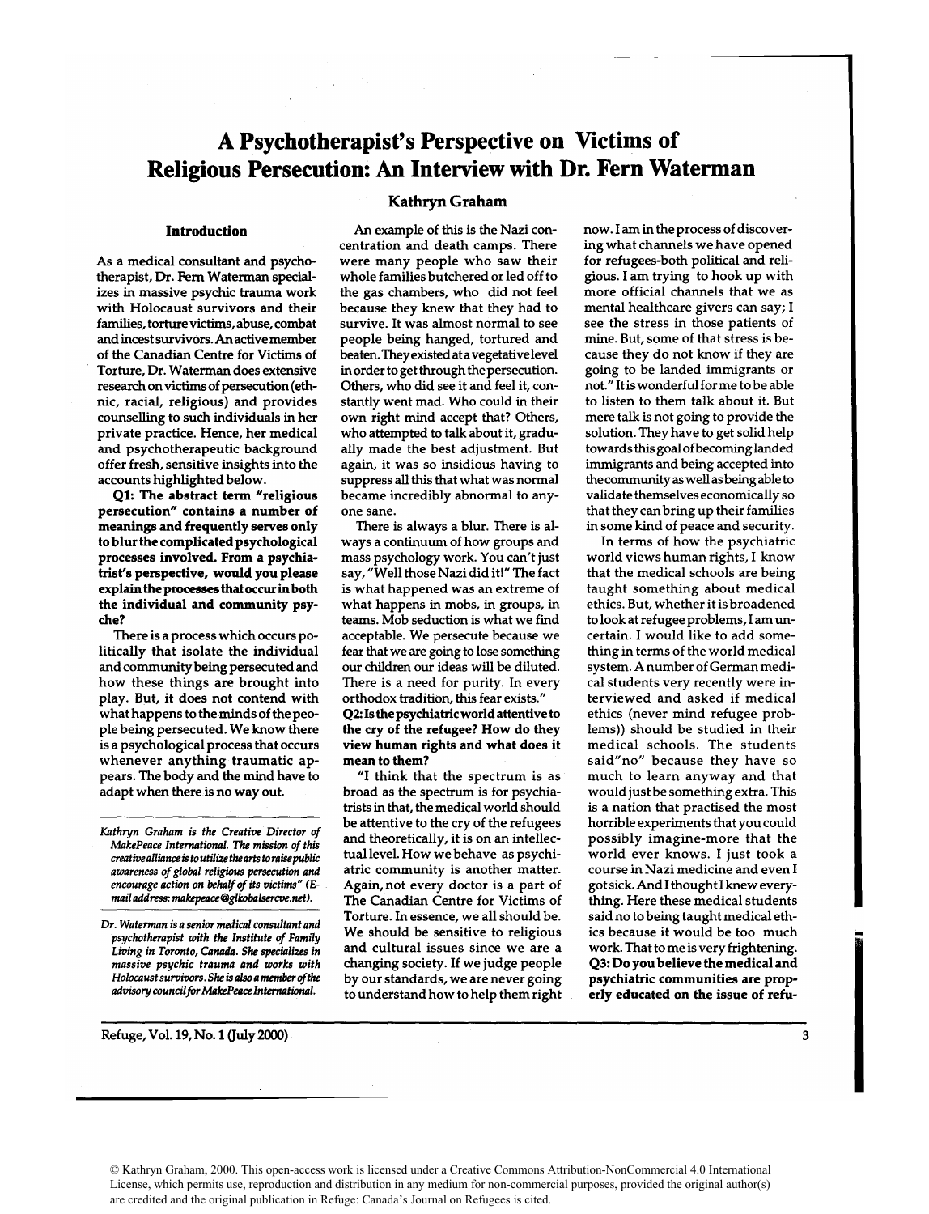# A Psychotherapist's Perspective on Victims of Religious Persecution: An Interview with Dr. Fern Waterman

### Kathryn Graham

## Introduction

As a medical consultant and psychotherapist, Dr. Fern Waterman specializes in massive psychic trauma work with Holocaust survivors and their families, torture victims, abuse, combat and incest survivors. An active member of the Canadian Centre for Victims of Torture, Dr. Waterman does extensive research on victims of persecution (ethnic, racial, religious) and provides counselling to such individuals in her private practice. Hence, her medical and psychotherapeutic background offer fresh, sensitive insights into the accounts highlighted below.

**Q1: The abstract term "religious persecution" contains a number of meanings and frequently serves only to blur the complicated psychological processes involved. From a psychiatrist's perspective, would you please explain the processes that occur in both the individual and community psyche?**

There is a process which occurs politically that isolate the individual and community being persecuted and how these things are brought into play. But, it does not contend with what happens to the minds of the people being persecuted. We know there is a psychological process that occurs whenever anything traumatic appears. The body and the mind have to adapt when there is no way out.

*Kathryn Graham is the Creative Director of MakePeace International. The mission of this creative alliance is to utilize the arts to raise public awareness of global religious persecution and encourage action on behalf of its victims" (E-mail address: makepeace@glkobalsercve.net).*

*Dr. Waterman is a senior medical consultant and psychotherapist with the Institute of Family Living in Toronto, Canada. She specializes in massive psychic trauma and works with Holocaust survivors. She is also a member of the advisory council for MakePeace International.*

An example of this is the Nazi concentration and death camps. There were many people who saw their whole families butchered or led off to the gas chambers, who did not feel because they knew that they had to survive. It was almost normal to see people being hanged, tortured and beaten. They existed at a vegetative level in order to get through the persecution. Others, who did see it and feel it, constantly went mad. Who could in their own right mind accept that? Others, who attempted to talk about it, gradually made the best adjustment. But again, it was so insidious having to suppress all this that what was normal became incredibly abnormal to anyone sane.

There is always a blur. There is always a continuum of how groups and mass psychology work. You can't just say, "Well those Nazi did it!" The fact is what happened was an extreme of what happens in mobs, in groups, in teams. Mob seduction is what we find acceptable. We persecute because we fear that we are going to lose something our children our ideas will be diluted. There is a need for purity. In every orthodox tradition, this fear exists."

**Q2: Is the psychiatric world attentive to the cry of the refugee? How do they view human rights and what does it mean to them?**

"I think that the spectrum is as broad as the spectrum is for psychiatrists in that, the medical world should be attentive to the cry of the refugees and theoretically, it is on an intellectual level. How we behave as psychiatric community is another matter. Again, not every doctor is a part of The Canadian Centre for Victims of Torture. In essence, we all should be. We should be sensitive to religious and cultural issues since we are a changing society. If we judge people by our standards, we are never going to understand how to help them right now. I am in the process of discovering what channels we have opened for refugees-both political and religious. I am trying to hook up with more official channels that we as mental healthcare givers can say; I see the stress in those patients of mine. But, some of that stress is because they do not know if they are going to be landed immigrants or not." It is wonderful for me to be able to listen to them talk about it. But mere talk is not going to provide the solution. They have to get solid help towards this goal of becoming landed immigrants and being accepted into the community as well as being able to validate themselves economically so that they can bring up their families in some kind of peace and security.

In terms of how the psychiatric world views human rights, I know that the medical schools are being taught something about medical ethics. But, whether it is broadened to look at refugee problems, I am uncertain. I would like to add something in terms of the world medical system. A number of German medical students very recently were interviewed and asked if medical ethics (never mind refugee problems)) should be studied in their medical schools. The students said"no" because they have so much to learn anyway and that would just be something extra. This is a nation that practised the most horrible experiments that you could possibly imagine-more that the world ever knows. I just took a course in Nazi medicine and even I got sick. And I thought I knew everything. Here these medical students said no to being taught medical ethics because it would be too much work. That to me is very frightening.

**Q3: Do you believe the medical and psychiatric communities are properly educated on the issue of refu-**

© Kathryn Graham, 2000. This open-access work is licensed under a Creative Commons Attribution-NonCommercial 4.0 International License, which permits use, reproduction and distribution in any medium for non-commercial purposes, provided the original author(s) are credited and the original publication in Refuge: Canada's Journal on Refugees is cited.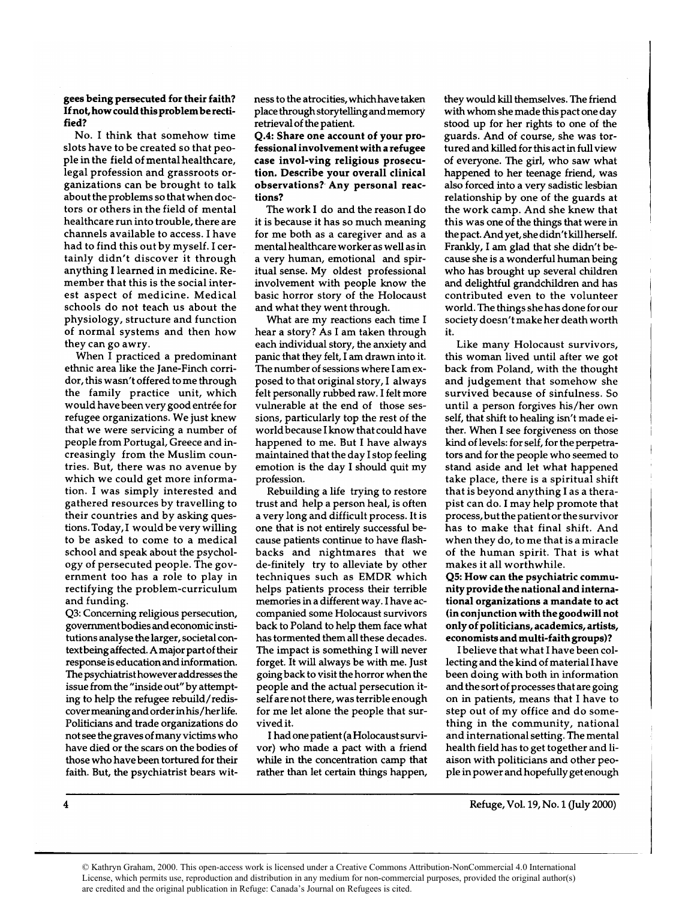**gees being persecuted for their faith? If not, how could this problem be rectified?**

No. I think that somehow time slots have to be created so that people in the field of mental healthcare, legal profession and grassroots organizations can be brought to talk about the problems so that when doctors or others in the field of mental healthcare run into trouble, there are channels available to access. I have had to find this out by myself. I certainly didn't discover it through anything I learned in medicine. Remember that this is the social interest aspect of medicine. Medical schools do not teach us about the physiology, structure and function of normal systems and then how they can go awry.

When I practiced a predominant ethnic area like the Jane-Finch corridor, this wasn't offered to me through the family practice unit, which would have been very good entrée for refugee organizations. We just knew that we were servicing a number of people from Portugal, Greece and increasingly from the Muslim countries. But, there was no avenue by which we could get more information. I was simply interested and gathered resources by travelling to their countries and by asking questions. Today, I would be very willing to be asked to come to a medical school and speak about the psychology of persecuted people. The government too has a role to play in rectifying the problem-curriculum and funding.

**Q3: Concerning religious persecution, government bodies and economic institutions analyse the larger, societal context being affected. A major part of their response is education and information. The psychiatrist however addresses the issue from the "inside out" by attempting to help the refugee rebuild/rediscover meaning and order in his/her life. Politicians and trade organizations do not see the graves of many victims who have died or the scars on the bodies of those who have been tortured for their faith. But, the psychiatrist bears witness to the atrocities, which have taken place through storytelling and memory retrieval of the patient.**

**Q.4: Share one account of your professional involvement with a refugee case invol-ving religious prosecution. Describe your overall clinical observations? Any personal reactions?**

The work I do and the reason I do it is because it has so much meaning for me both as a caregiver and as a mental healthcare worker as well as in a very human, emotional and spiritual sense. My oldest professional involvement with people know the basic horror story of the Holocaust and what they went through.

What are my reactions each time I hear a story? As I am taken through each individual story, the anxiety and panic that they felt, I am drawn into it. The number of sessions where I am exposed to that original story, I always felt personally rubbed raw. I felt more vulnerable at the end of those sessions, particularly top the rest of the world because I know that could have happened to me. But I have always maintained that the day I stop feeling emotion is the day I should quit my profession.

Rebuilding a life trying to restore trust and help a person heal, is often a very long and difficult process. It is one that is not entirely successful because patients continue to have flashbacks and nightmares that we de-finitely try to alleviate by other techniques such as EMDR which helps patients process their terrible memories in a different way. I have accompanied some Holocaust survivors back to Poland to help them face what has tormented them all these decades. The impact is something I will never forget. It will always be with me. Just going back to visit the horror when the people and the actual persecution itself are not there, was terrible enough for me let alone the people that survived it.

I had one patient (a Holocaust survivor) who made a pact with a friend while in the concentration camp that rather than let certain things happen, they would kill themselves. The friend with whom she made this pact one day stood up for her rights to one of the guards. And of course, she was tortured and killed for this act in full view of everyone. The girl, who saw what happened to her teenage friend, was also forced into a very sadistic lesbian relationship by one of the guards at the work camp. And she knew that this was one of the things that were in the pact. And yet, she didn't kill herself. Frankly, I am glad that she didn't because she is a wonderful human being who has brought up several children and delightful grandchildren and has contributed even to the volunteer world. The things she has done for our society doesn't make her death worth it.

Like many Holocaust survivors, this woman lived until after we got back from Poland, with the thought and judgement that somehow she survived because of sinfulness. So until a person forgives his/her own self, that shift to healing isn't made either. When I see forgiveness on those kind of levels: for self, for the perpetrators and for the people who seemed to stand aside and let what happened take place, there is a spiritual shift that is beyond anything I as a therapist can do. I may help promote that process, but the patient or the survivor has to make that final shift. And when they do, to me that is a miracle of the human spirit. That is what makes it all worthwhile.

**Q5: How can the psychiatric community provide the national and international organizations a mandate to act (in conjunction with the goodwill not only of politicians, academics, artists, economists and multi-faith groups)?**

I believe that what I have been collecting and the kind of material I have been doing with both in information and the sort of processes that are going on in patients, means that I have to step out of my office and do something in the community, national and international setting. The mental health field has to get together and liaison with politicians and other people in power and hopefully get enough

© Kathryn Graham, 2000. This open-access work is licensed under a Creative Commons Attribution-NonCommercial 4.0 International License, which permits use, reproduction and distribution in any medium for non-commercial purposes, provided the original author(s) are credited and the original publication in Refuge: Canada's Journal on Refugees is cited.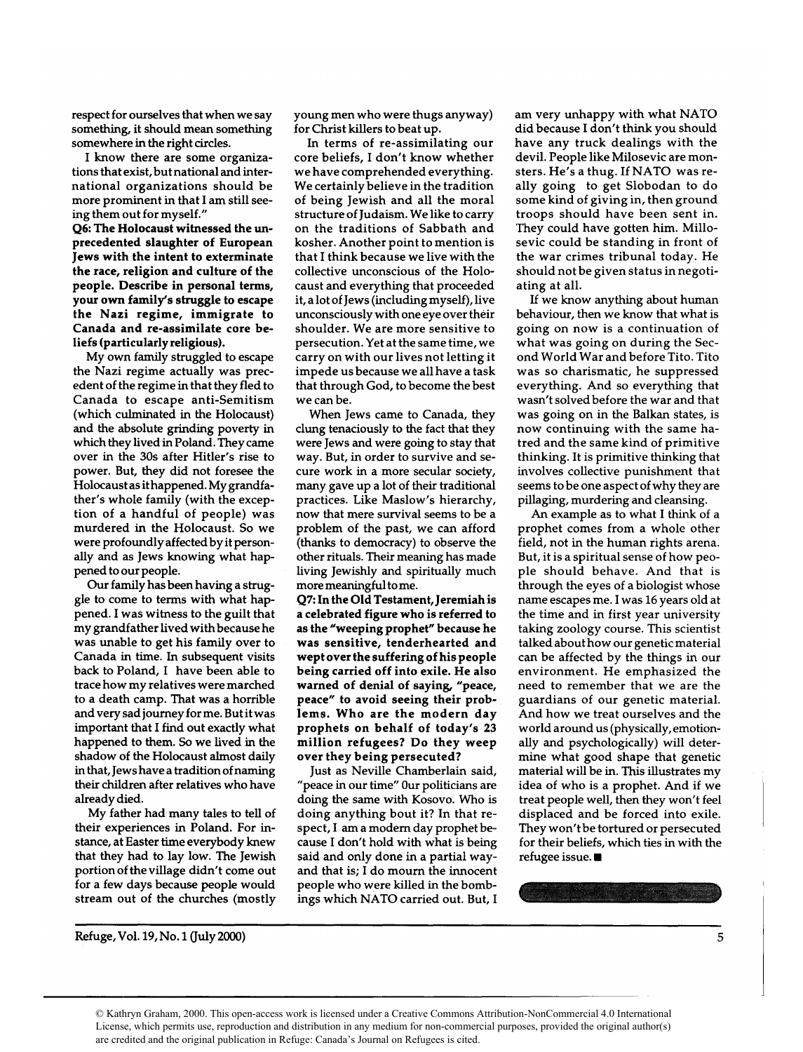respect for ourselves that when we say something, it should mean something somewhere in the right circles.

I know there are some organizations that exist, but national and international organizations should be more prominent in that I am still seeing them out for myself."

**Q6: The Holocaust witnessed the unprecedented slaughter of European Jews with the intent to exterminate the race, religion and culture of the people. Describe in personal terms, your own family's struggle to escape the Nazi regime, immigrate to Canada and re-assimilate core beliefs (particularly religious).**

My own family struggled to escape the Nazi regime actually was precedent of the regime in that they fled to Canada to escape anti-Semitism (which culminated in the Holocaust) and the absolute grinding poverty in which they lived in Poland. They came over in the 30s after Hitler's rise to power. But, they did not foresee the Holocaust as it happened. My grandfather's whole family (with the exception of a handful of people) was murdered in the Holocaust. So we were profoundly affected by it personally and as Jews knowing what happened to our people.

Our family has been having a struggle to come to terms with what happened. I was witness to the guilt that my grandfather lived with because he was unable to get his family over to Canada in time. In subsequent visits back to Poland, I have been able to trace how my relatives were marched to a death camp. That was a horrible and very sad journey for me. But it was important that I find out exactly what happened to them. So we lived in the shadow of the Holocaust almost daily in that, Jews have a tradition of naming their children after relatives who have already died.

My father had many tales to tell of their experiences in Poland. For instance, at Easter time everybody knew that they had to lay low. The Jewish portion of the village didn't come out for a few days because people would stream out of the churches (mostly young men who were thugs anyway) for Christ killers to beat up.

In terms of re-assimilating our core beliefs, I don't know whether we have comprehended everything. We certainly believe in the tradition of being Jewish and all the moral structure of Judaism. We like to carry on the traditions of Sabbath and kosher. Another point to mention is that I think because we live with the collective unconscious of the Holocaust and everything that proceeded it, a lot of Jews (including myself), live unconsciously with one eye over their shoulder. We are more sensitive to persecution. Yet at the same time, we carry on with our lives not letting it impede us because we all have a task that through God, to become the best we can be.

When Jews came to Canada, they clung tenaciously to the fact that they were Jews and were going to stay that way. But, in order to survive and secure work in a more secular society, many gave up a lot of their traditional practices. Like Maslow's hierarchy, now that mere survival seems to be a problem of the past, we can afford (thanks to democracy) to observe the other rituals. Their meaning has made living Jewishly and spiritually much more meaningful to me.

**Q7: In the Old Testament, Jeremiah is a celebrated figure who is referred to as the "weeping prophet" because he was sensitive, tenderhearted and wept over the suffering of his people being carried off into exile. He also warned of denial of saying, "peace, peace" to avoid seeing their problems. Who are the modern day prophets on behalf of today's 23 million refugees? Do they weep over they being persecuted?**

Just as Neville Chamberlain said, "peace in our time" 0ur politicians are doing the same with Kosovo. Who is doing anything bout it? In that respect, I am a modern day prophet because I don't hold with what is being said and only done in a partial way- and that is; I do mourn the innocent people who were killed in the bombings which NATO carried out. But, I am very unhappy with what NATO did because I don't think you should have any truck dealings with the devil. People like Milosevic are monsters. He's a thug. If NATO was really going to get Slobodan to do some kind of giving in, then ground troops should have been sent in. They could have gotten him. Millosevic could be standing in front of the war crimes tribunal today. He should not be given status in negotiating at all.

If we know anything about human behaviour, then we know that what is going on now is a continuation of what was going on during the Second World War and before Tito. Tito was so charismatic, he suppressed everything. And so everything that wasn't solved before the war and that was going on in the Balkan states, is now continuing with the same hatred and the same kind of primitive thinking. It is primitive thinking that involves collective punishment that seems to be one aspect of why they are pillaging, murdering and cleansing.

An example as to what I think of a prophet comes from a whole other field, not in the human rights arena. But, it is a spiritual sense of how people should behave. And that is through the eyes of a biologist whose name escapes me. I was 16 years old at the time and in first year university taking zoology course. This scientist talked about how our genetic material can be affected by the things in our environment. He emphasized the need to remember that we are the guardians of our genetic material. And how we treat ourselves and the world around us (physically, emotionally and psychologically) will determine what good shape that genetic material will be in. This illustrates my idea of who is a prophet. And if we treat people well, then they won't feel displaced and be forced into exile. They won't be tortured or persecuted for their beliefs, which ties in with the refugee issue. ■

© Kathryn Graham, 2000. This open-access work is licensed under a Creative Commons Attribution-NonCommercial 4.0 International License, which permits use, reproduction and distribution in any medium for non-commercial purposes, provided the original author(s) are credited and the original publication in Refuge: Canada's Journal on Refugees is cited.